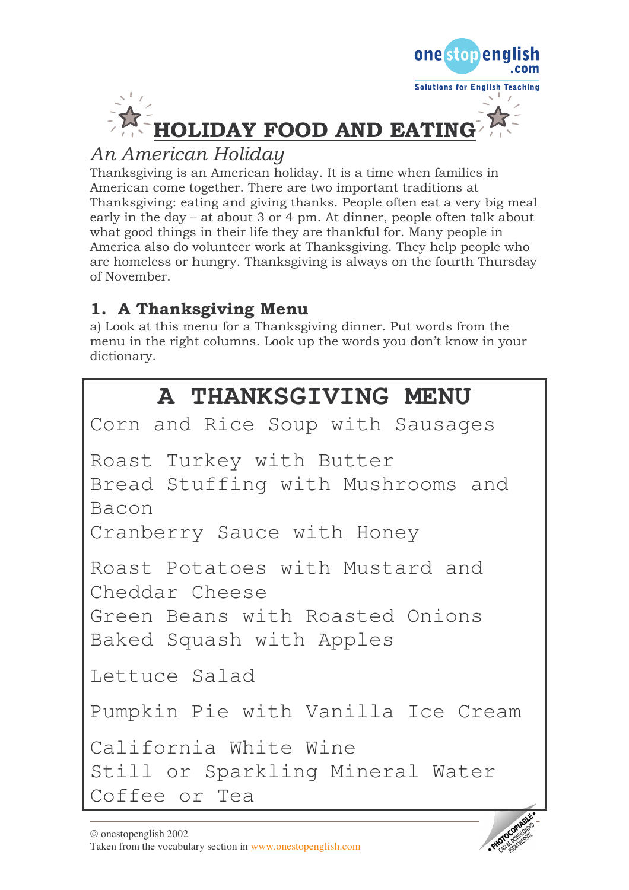# HOLIDAY FOOD AND EATING

*An American Holiday*

Thanksgiving is an American holiday. It is a time when families in American come together. There are two important traditions at Thanksgiving: eating and giving thanks. People often eat a very big meal early in the day – at about 3 or 4 pm. At dinner, people often talk about what good things in their life they are thankful for. Many people in America also do volunteer work at Thanksgiving. They help people who are homeless or hungry. Thanksgiving is always on the fourth Thursday of November.

## 1. A Thanksgiving Menu

a) Look at this menu for a Thanksgiving dinner. Put words from the menu in the right columns. Look up the words you don't know in your dictionary.

### A THANKSGIVING MENU

Corn and Rice Soup with Sausages

Roast Turkey with Butter
Bread Stuffing with Mushrooms and Bacon
Cranberry Sauce with Honey

Roast Potatoes with Mustard and Cheddar Cheese
Green Beans with Roasted Onions
Baked Squash with Apples

Lettuce Salad

Pumpkin Pie with Vanilla Ice Cream

California White Wine
Still or Sparkling Mineral Water
Coffee or Tea

© onestopenglish 2002
Taken from the vocabulary section in www.onestopenglish.com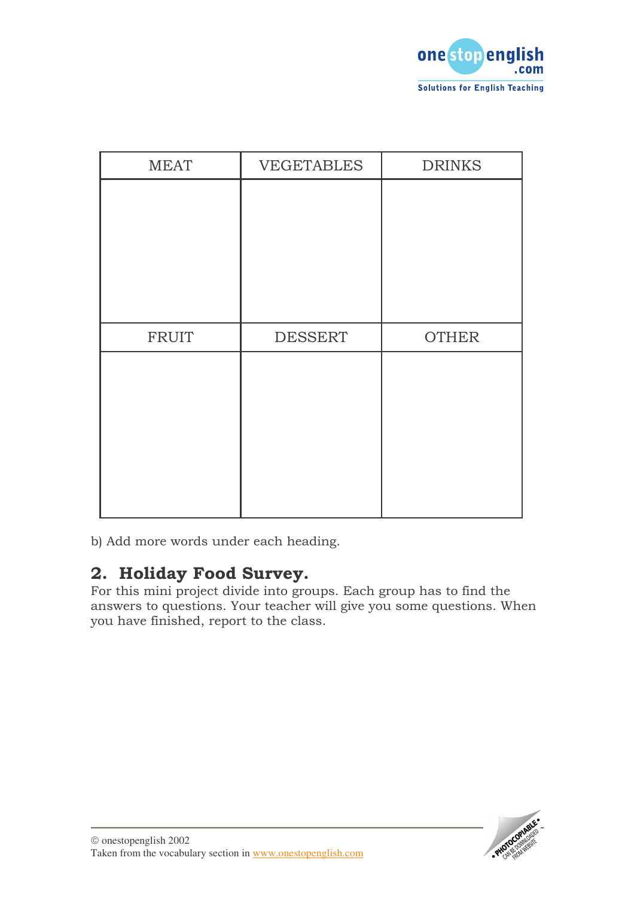| MEAT | VEGETABLES | DRINKS |
|---|---|---|
| | | |
| **FRUIT** | **DESSERT** | **OTHER** |
| | | |

b) Add more words under each heading.

## 2. Holiday Food Survey.

For this mini project divide into groups. Each group has to find the answers to questions. Your teacher will give you some questions. When you have finished, report to the class.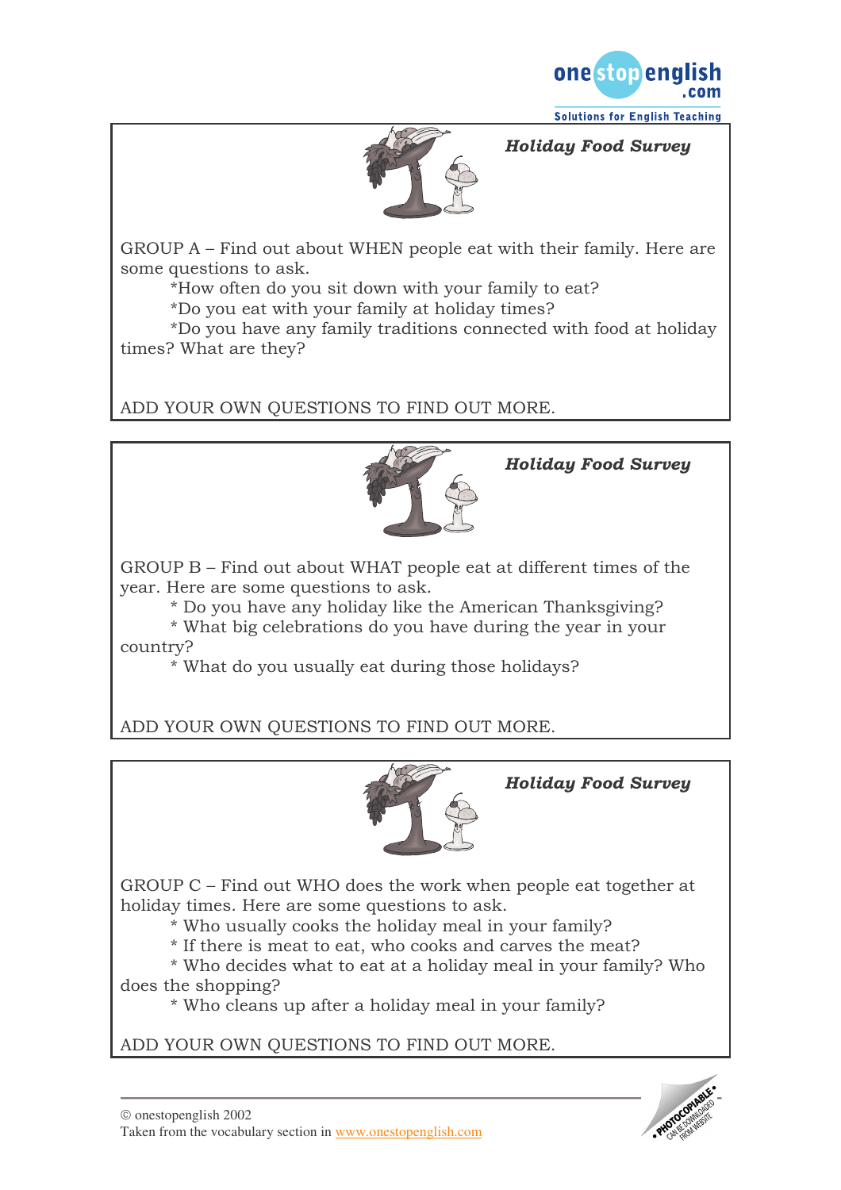### *Holiday Food Survey*

GROUP A – Find out about WHEN people eat with their family. Here are some questions to ask.

*How often do you sit down with your family to eat?
*Do you eat with your family at holiday times?
*Do you have any family traditions connected with food at holiday times? What are they?

ADD YOUR OWN QUESTIONS TO FIND OUT MORE.

### *Holiday Food Survey*

GROUP B – Find out about WHAT people eat at different times of the year. Here are some questions to ask.

* Do you have any holiday like the American Thanksgiving?
* What big celebrations do you have during the year in your country?
* What do you usually eat during those holidays?

ADD YOUR OWN QUESTIONS TO FIND OUT MORE.

### *Holiday Food Survey*

GROUP C – Find out WHO does the work when people eat together at holiday times. Here are some questions to ask.

* Who usually cooks the holiday meal in your family?
* If there is meat to eat, who cooks and carves the meat?
* Who decides what to eat at a holiday meal in your family? Who does the shopping?
* Who cleans up after a holiday meal in your family?

ADD YOUR OWN QUESTIONS TO FIND OUT MORE.

© onestopenglish 2002
Taken from the vocabulary section in www.onestopenglish.com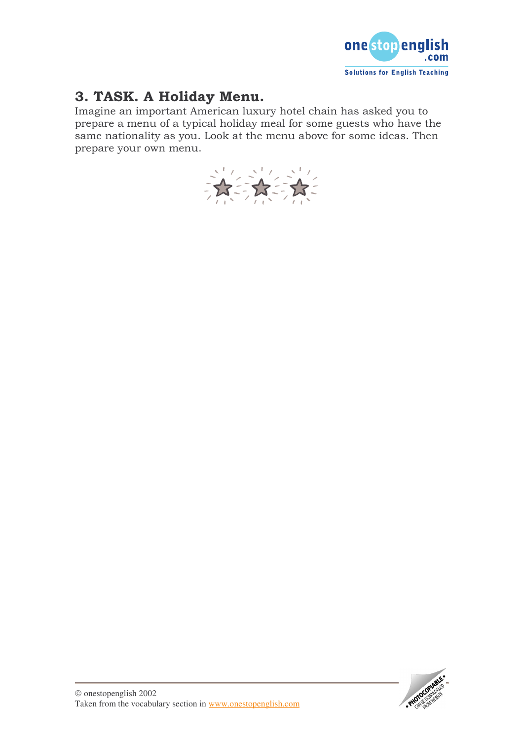## 3. TASK. A Holiday Menu.

Imagine an important American luxury hotel chain has asked you to prepare a menu of a typical holiday meal for some guests who have the same nationality as you. Look at the menu above for some ideas. Then prepare your own menu.